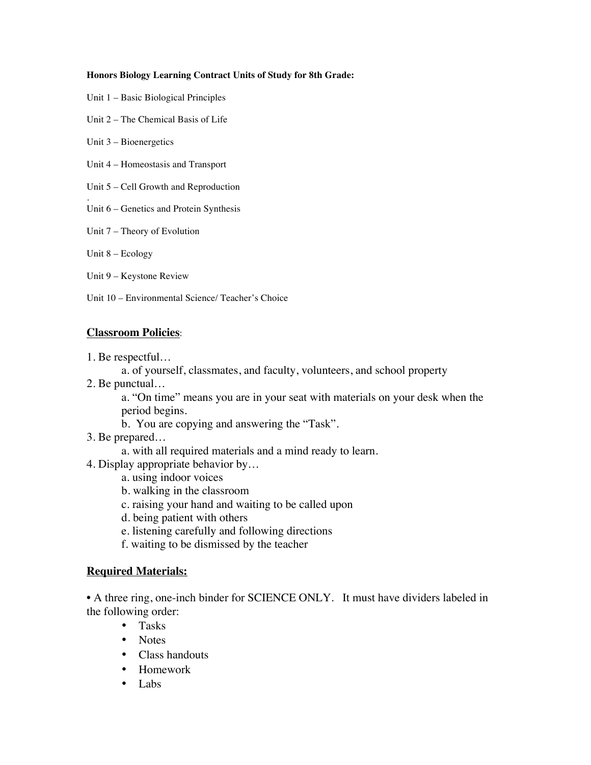**Honors Biology Learning Contract Units of Study for 8th Grade:**

Unit 1 – Basic Biological Principles

Unit 2 – The Chemical Basis of Life

Unit 3 – Bioenergetics

Unit 4 – Homeostasis and Transport

Unit 5 – Cell Growth and Reproduction

.

Unit 6 – Genetics and Protein Synthesis

Unit 7 – Theory of Evolution

Unit 8 – Ecology

Unit 9 – Keystone Review

Unit 10 – Environmental Science/ Teacher's Choice

## <u>Classroom Policies</u>:

1. Be respectful…
    a. of yourself, classmates, and faculty, volunteers, and school property
2. Be punctual…
    a. "On time" means you are in your seat with materials on your desk when the period begins.
    b. You are copying and answering the "Task".
3. Be prepared…
    a. with all required materials and a mind ready to learn.
4. Display appropriate behavior by…
    a. using indoor voices
    b. walking in the classroom
    c. raising your hand and waiting to be called upon
    d. being patient with others
    e. listening carefully and following directions
    f. waiting to be dismissed by the teacher

## <u>Required Materials:</u>

• A three ring, one-inch binder for SCIENCE ONLY. It must have dividers labeled in the following order:

- Tasks
- Notes
- Class handouts
- Homework
- Labs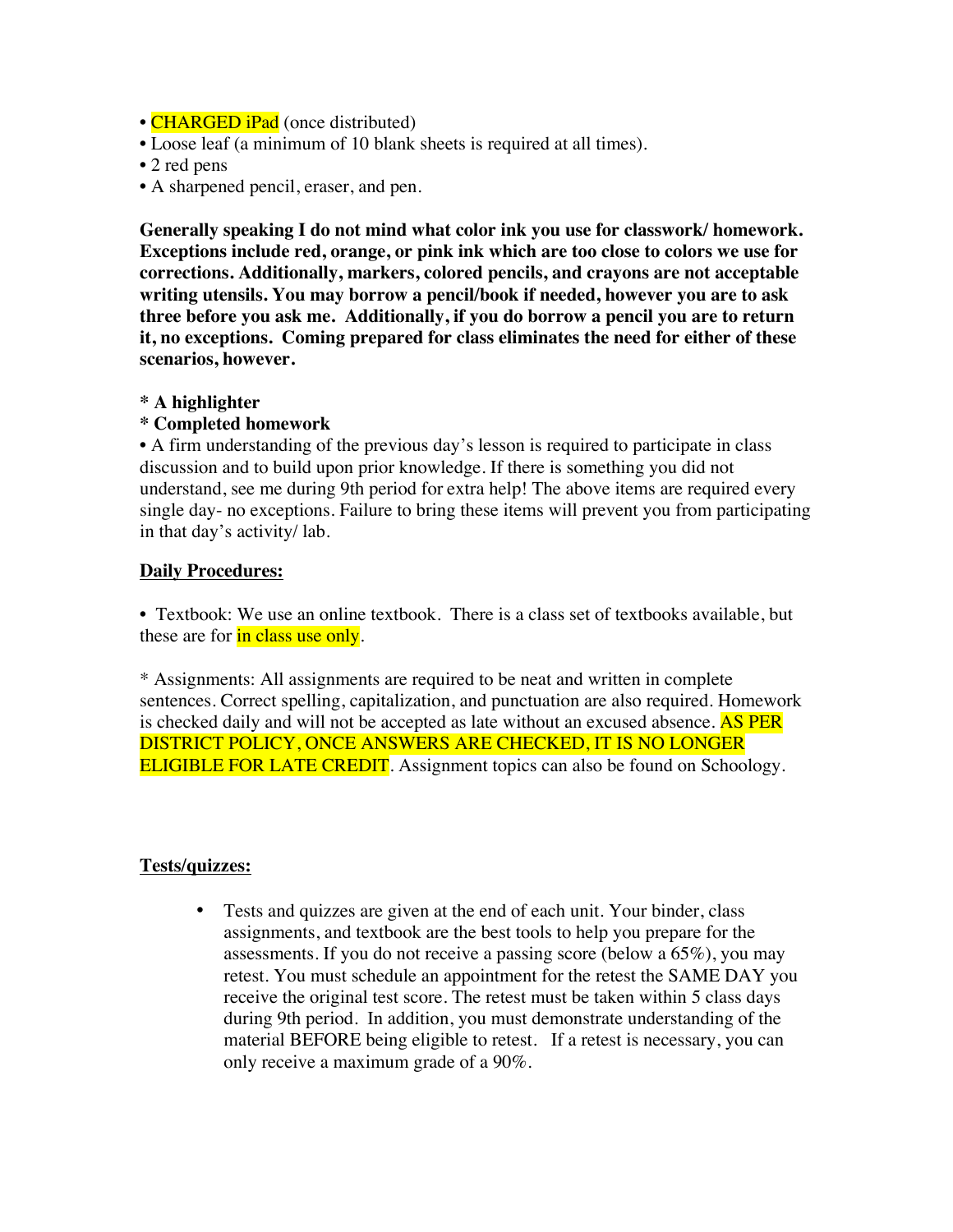- CHARGED iPad (once distributed)
- Loose leaf (a minimum of 10 blank sheets is required at all times).
- 2 red pens
- A sharpened pencil, eraser, and pen.

**Generally speaking I do not mind what color ink you use for classwork/ homework. Exceptions include red, orange, or pink ink which are too close to colors we use for corrections. Additionally, markers, colored pencils, and crayons are not acceptable writing utensils. You may borrow a pencil/book if needed, however you are to ask three before you ask me. Additionally, if you do borrow a pencil you are to return it, no exceptions. Coming prepared for class eliminates the need for either of these scenarios, however.**

**\* A highlighter**
**\* Completed homework**

- A firm understanding of the previous day's lesson is required to participate in class discussion and to build upon prior knowledge. If there is something you did not understand, see me during 9th period for extra help! The above items are required every single day- no exceptions. Failure to bring these items will prevent you from participating in that day's activity/ lab.

**<u>Daily Procedures:</u>**

- Textbook: We use an online textbook. There is a class set of textbooks available, but these are for in class use only.

\* Assignments: All assignments are required to be neat and written in complete sentences. Correct spelling, capitalization, and punctuation are also required. Homework is checked daily and will not be accepted as late without an excused absence. AS PER DISTRICT POLICY, ONCE ANSWERS ARE CHECKED, IT IS NO LONGER ELIGIBLE FOR LATE CREDIT. Assignment topics can also be found on Schoology.

**<u>Tests/quizzes:</u>**

- Tests and quizzes are given at the end of each unit. Your binder, class assignments, and textbook are the best tools to help you prepare for the assessments. If you do not receive a passing score (below a 65%), you may retest. You must schedule an appointment for the retest the SAME DAY you receive the original test score. The retest must be taken within 5 class days during 9th period. In addition, you must demonstrate understanding of the material BEFORE being eligible to retest. If a retest is necessary, you can only receive a maximum grade of a 90%.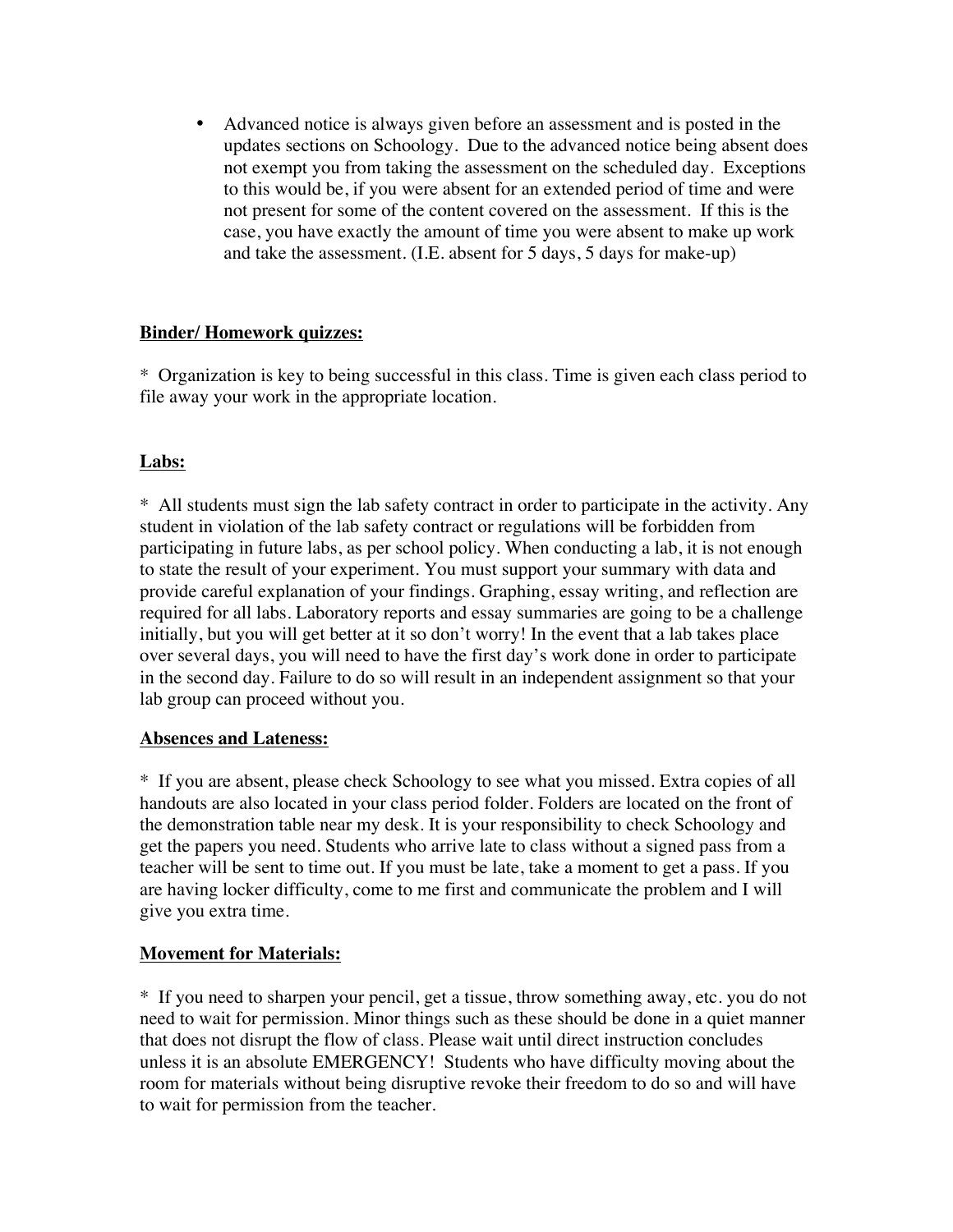- Advanced notice is always given before an assessment and is posted in the updates sections on Schoology. Due to the advanced notice being absent does not exempt you from taking the assessment on the scheduled day. Exceptions to this would be, if you were absent for an extended period of time and were not present for some of the content covered on the assessment. If this is the case, you have exactly the amount of time you were absent to make up work and take the assessment. (I.E. absent for 5 days, 5 days for make-up)

**Binder/ Homework quizzes:**

* Organization is key to being successful in this class. Time is given each class period to file away your work in the appropriate location.

**Labs:**

* All students must sign the lab safety contract in order to participate in the activity. Any student in violation of the lab safety contract or regulations will be forbidden from participating in future labs, as per school policy. When conducting a lab, it is not enough to state the result of your experiment. You must support your summary with data and provide careful explanation of your findings. Graphing, essay writing, and reflection are required for all labs. Laboratory reports and essay summaries are going to be a challenge initially, but you will get better at it so don't worry! In the event that a lab takes place over several days, you will need to have the first day's work done in order to participate in the second day. Failure to do so will result in an independent assignment so that your lab group can proceed without you.

**Absences and Lateness:**

* If you are absent, please check Schoology to see what you missed. Extra copies of all handouts are also located in your class period folder. Folders are located on the front of the demonstration table near my desk. It is your responsibility to check Schoology and get the papers you need. Students who arrive late to class without a signed pass from a teacher will be sent to time out. If you must be late, take a moment to get a pass. If you are having locker difficulty, come to me first and communicate the problem and I will give you extra time.

**Movement for Materials:**

* If you need to sharpen your pencil, get a tissue, throw something away, etc. you do not need to wait for permission. Minor things such as these should be done in a quiet manner that does not disrupt the flow of class. Please wait until direct instruction concludes unless it is an absolute EMERGENCY! Students who have difficulty moving about the room for materials without being disruptive revoke their freedom to do so and will have to wait for permission from the teacher.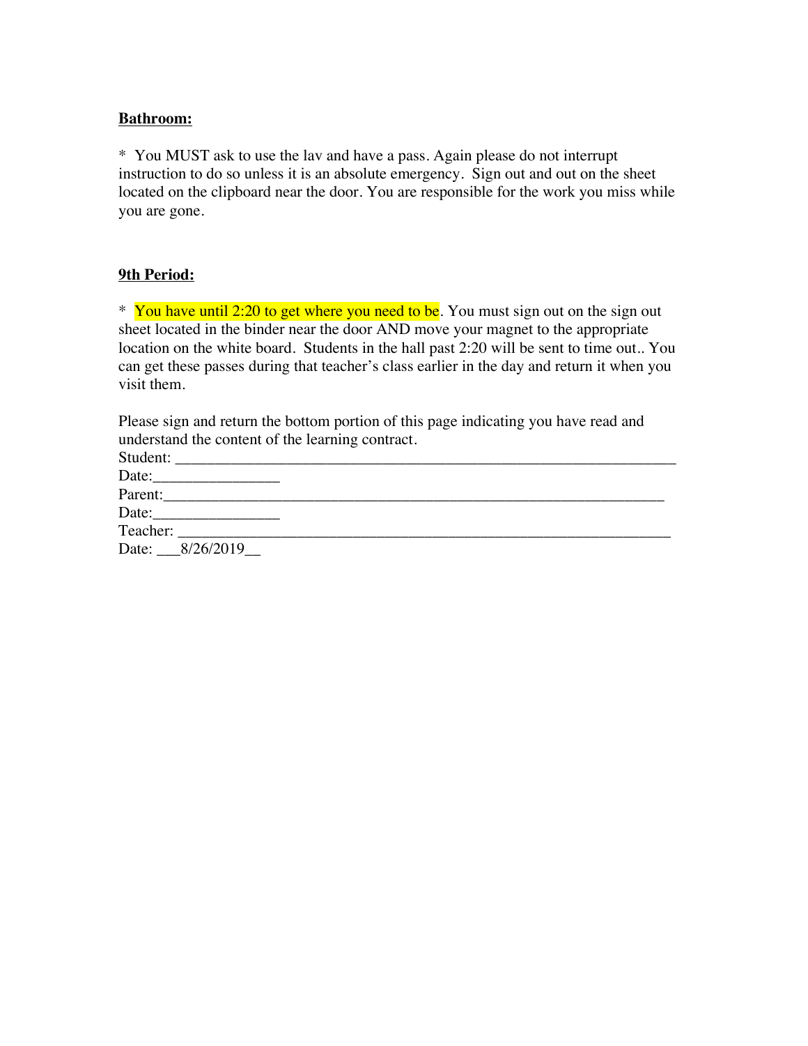**<u>Bathroom:</u>**

* You MUST ask to use the lav and have a pass. Again please do not interrupt instruction to do so unless it is an absolute emergency. Sign out and out on the sheet located on the clipboard near the door. You are responsible for the work you miss while you are gone.

**<u>9th Period:</u>**

* You have until 2:20 to get where you need to be. You must sign out on the sign out sheet located in the binder near the door AND move your magnet to the appropriate location on the white board. Students in the hall past 2:20 will be sent to time out.. You can get these passes during that teacher's class earlier in the day and return it when you visit them.

Please sign and return the bottom portion of this page indicating you have read and understand the content of the learning contract.

Student: ________________________________________________________________

Date:________________

Parent:________________________________________________________________

Date:________________

Teacher: ______________________________________________________________

Date: ___8/26/2019__